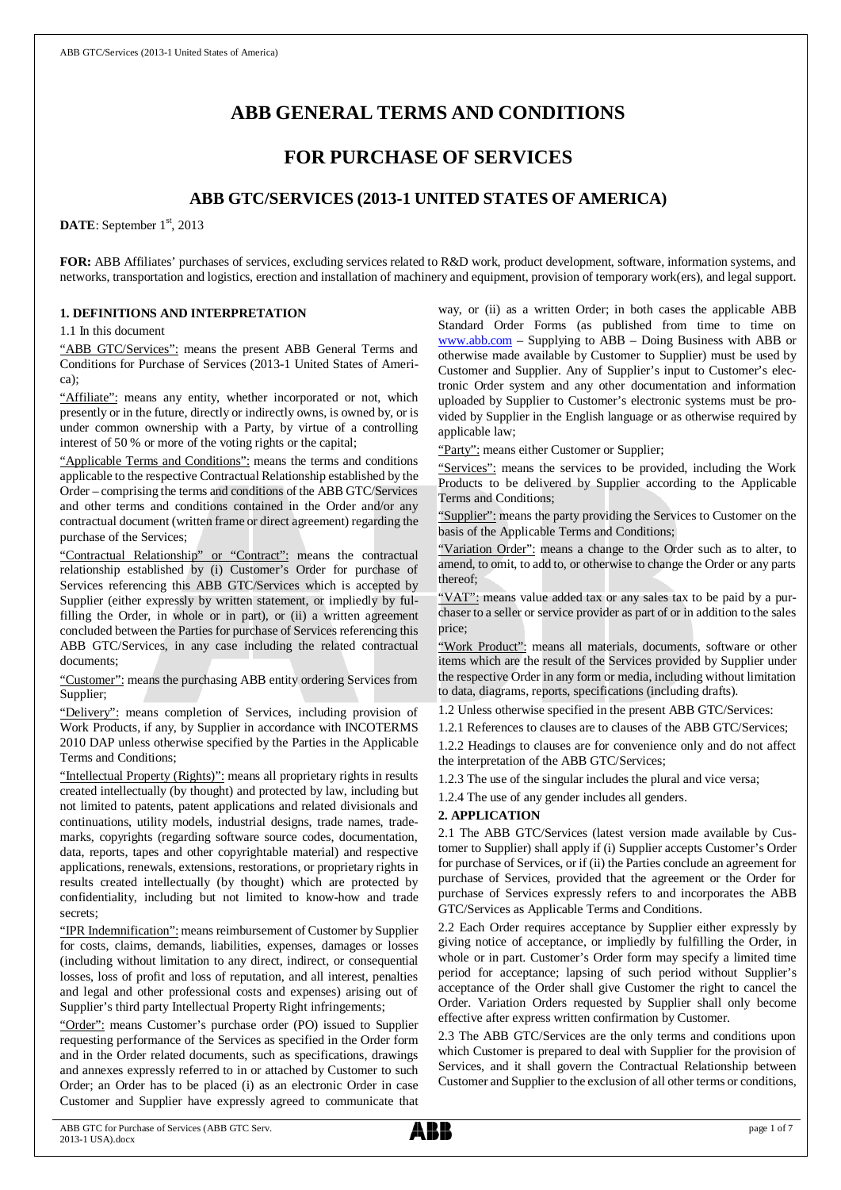# ABB GENERAL TERMS AND CONDITIONS

## FOR PURCHASE OF SERVICES

### ABB GTC/SERVICES (2013-1 UNITED STATES OF AMERICA)

**DATE**: September 1st, 2013

**FOR:** ABB Affiliates' purchases of services, excluding services related to R&D work, product development, software, information systems, and networks, transportation and logistics, erection and installation of machinery and equipment, provision of temporary work(ers), and legal support.

**1. DEFINITIONS AND INTERPRETATION**

1.1 In this document

"ABB GTC/Services": means the present ABB General Terms and Conditions for Purchase of Services (2013-1 United States of America);

"Affiliate": means any entity, whether incorporated or not, which presently or in the future, directly or indirectly owns, is owned by, or is under common ownership with a Party, by virtue of a controlling interest of 50 % or more of the voting rights or the capital;

"Applicable Terms and Conditions": means the terms and conditions applicable to the respective Contractual Relationship established by the Order – comprising the terms and conditions of the ABB GTC/Services and other terms and conditions contained in the Order and/or any contractual document (written frame or direct agreement) regarding the purchase of the Services;

"Contractual Relationship" or "Contract": means the contractual relationship established by (i) Customer's Order for purchase of Services referencing this ABB GTC/Services which is accepted by Supplier (either expressly by written statement, or impliedly by fulfilling the Order, in whole or in part), or (ii) a written agreement concluded between the Parties for purchase of Services referencing this ABB GTC/Services, in any case including the related contractual documents;

"Customer": means the purchasing ABB entity ordering Services from Supplier;

"Delivery": means completion of Services, including provision of Work Products, if any, by Supplier in accordance with INCOTERMS 2010 DAP unless otherwise specified by the Parties in the Applicable Terms and Conditions;

"Intellectual Property (Rights)": means all proprietary rights in results created intellectually (by thought) and protected by law, including but not limited to patents, patent applications and related divisionals and continuations, utility models, industrial designs, trade names, trademarks, copyrights (regarding software source codes, documentation, data, reports, tapes and other copyrightable material) and respective applications, renewals, extensions, restorations, or proprietary rights in results created intellectually (by thought) which are protected by confidentiality, including but not limited to know-how and trade secrets;

"IPR Indemnification": means reimbursement of Customer by Supplier for costs, claims, demands, liabilities, expenses, damages or losses (including without limitation to any direct, indirect, or consequential losses, loss of profit and loss of reputation, and all interest, penalties and legal and other professional costs and expenses) arising out of Supplier's third party Intellectual Property Right infringements;

"Order": means Customer's purchase order (PO) issued to Supplier requesting performance of the Services as specified in the Order form and in the Order related documents, such as specifications, drawings and annexes expressly referred to in or attached by Customer to such Order; an Order has to be placed (i) as an electronic Order in case Customer and Supplier have expressly agreed to communicate that way, or (ii) as a written Order; in both cases the applicable ABB Standard Order Forms (as published from time to time on www.abb.com – Supplying to ABB – Doing Business with ABB or otherwise made available by Customer to Supplier) must be used by Customer and Supplier. Any of Supplier's input to Customer's electronic Order system and any other documentation and information uploaded by Supplier to Customer's electronic systems must be provided by Supplier in the English language or as otherwise required by applicable law;

"Party": means either Customer or Supplier;

"Services": means the services to be provided, including the Work Products to be delivered by Supplier according to the Applicable Terms and Conditions;

"Supplier": means the party providing the Services to Customer on the basis of the Applicable Terms and Conditions;

"Variation Order": means a change to the Order such as to alter, to amend, to omit, to add to, or otherwise to change the Order or any parts thereof;

"VAT": means value added tax or any sales tax to be paid by a purchaser to a seller or service provider as part of or in addition to the sales price;

"Work Product": means all materials, documents, software or other items which are the result of the Services provided by Supplier under the respective Order in any form or media, including without limitation to data, diagrams, reports, specifications (including drafts).

1.2 Unless otherwise specified in the present ABB GTC/Services:

1.2.1 References to clauses are to clauses of the ABB GTC/Services;

1.2.2 Headings to clauses are for convenience only and do not affect the interpretation of the ABB GTC/Services;

1.2.3 The use of the singular includes the plural and vice versa;

1.2.4 The use of any gender includes all genders.

**2. APPLICATION**

2.1 The ABB GTC/Services (latest version made available by Customer to Supplier) shall apply if (i) Supplier accepts Customer's Order for purchase of Services, or if (ii) the Parties conclude an agreement for purchase of Services, provided that the agreement or the Order for purchase of Services expressly refers to and incorporates the ABB GTC/Services as Applicable Terms and Conditions.

2.2 Each Order requires acceptance by Supplier either expressly by giving notice of acceptance, or impliedly by fulfilling the Order, in whole or in part. Customer's Order form may specify a limited time period for acceptance; lapsing of such period without Supplier's acceptance of the Order shall give Customer the right to cancel the Order. Variation Orders requested by Supplier shall only become effective after express written confirmation by Customer.

2.3 The ABB GTC/Services are the only terms and conditions upon which Customer is prepared to deal with Supplier for the provision of Services, and it shall govern the Contractual Relationship between Customer and Supplier to the exclusion of all other terms or conditions,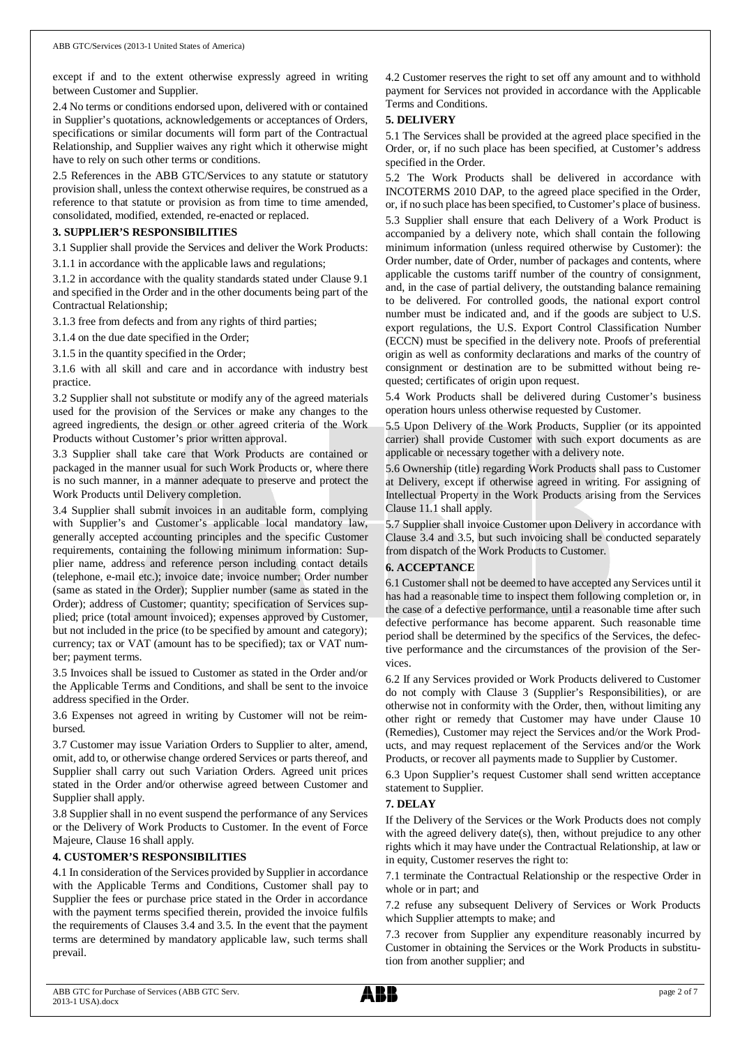except if and to the extent otherwise expressly agreed in writing between Customer and Supplier.

2.4 No terms or conditions endorsed upon, delivered with or contained in Supplier's quotations, acknowledgements or acceptances of Orders, specifications or similar documents will form part of the Contractual Relationship, and Supplier waives any right which it otherwise might have to rely on such other terms or conditions.

2.5 References in the ABB GTC/Services to any statute or statutory provision shall, unless the context otherwise requires, be construed as a reference to that statute or provision as from time to time amended, consolidated, modified, extended, re-enacted or replaced.

## 3. SUPPLIER'S RESPONSIBILITIES

3.1 Supplier shall provide the Services and deliver the Work Products:

3.1.1 in accordance with the applicable laws and regulations;

3.1.2 in accordance with the quality standards stated under Clause 9.1 and specified in the Order and in the other documents being part of the Contractual Relationship;

3.1.3 free from defects and from any rights of third parties;

3.1.4 on the due date specified in the Order;

3.1.5 in the quantity specified in the Order;

3.1.6 with all skill and care and in accordance with industry best practice.

3.2 Supplier shall not substitute or modify any of the agreed materials used for the provision of the Services or make any changes to the agreed ingredients, the design or other agreed criteria of the Work Products without Customer's prior written approval.

3.3 Supplier shall take care that Work Products are contained or packaged in the manner usual for such Work Products or, where there is no such manner, in a manner adequate to preserve and protect the Work Products until Delivery completion.

3.4 Supplier shall submit invoices in an auditable form, complying with Supplier's and Customer's applicable local mandatory law, generally accepted accounting principles and the specific Customer requirements, containing the following minimum information: Supplier name, address and reference person including contact details (telephone, e-mail etc.); invoice date; invoice number; Order number (same as stated in the Order); Supplier number (same as stated in the Order); address of Customer; quantity; specification of Services supplied; price (total amount invoiced); expenses approved by Customer, but not included in the price (to be specified by amount and category); currency; tax or VAT (amount has to be specified); tax or VAT number; payment terms.

3.5 Invoices shall be issued to Customer as stated in the Order and/or the Applicable Terms and Conditions, and shall be sent to the invoice address specified in the Order.

3.6 Expenses not agreed in writing by Customer will not be reimbursed.

3.7 Customer may issue Variation Orders to Supplier to alter, amend, omit, add to, or otherwise change ordered Services or parts thereof, and Supplier shall carry out such Variation Orders. Agreed unit prices stated in the Order and/or otherwise agreed between Customer and Supplier shall apply.

3.8 Supplier shall in no event suspend the performance of any Services or the Delivery of Work Products to Customer. In the event of Force Majeure, Clause 16 shall apply.

## 4. CUSTOMER'S RESPONSIBILITIES

4.1 In consideration of the Services provided by Supplier in accordance with the Applicable Terms and Conditions, Customer shall pay to Supplier the fees or purchase price stated in the Order in accordance with the payment terms specified therein, provided the invoice fulfils the requirements of Clauses 3.4 and 3.5. In the event that the payment terms are determined by mandatory applicable law, such terms shall prevail.

4.2 Customer reserves the right to set off any amount and to withhold payment for Services not provided in accordance with the Applicable Terms and Conditions.

## 5. DELIVERY

5.1 The Services shall be provided at the agreed place specified in the Order, or, if no such place has been specified, at Customer's address specified in the Order.

5.2 The Work Products shall be delivered in accordance with INCOTERMS 2010 DAP, to the agreed place specified in the Order, or, if no such place has been specified, to Customer's place of business.

5.3 Supplier shall ensure that each Delivery of a Work Product is accompanied by a delivery note, which shall contain the following minimum information (unless required otherwise by Customer): the Order number, date of Order, number of packages and contents, where applicable the customs tariff number of the country of consignment, and, in the case of partial delivery, the outstanding balance remaining to be delivered. For controlled goods, the national export control number must be indicated and, and if the goods are subject to U.S. export regulations, the U.S. Export Control Classification Number (ECCN) must be specified in the delivery note. Proofs of preferential origin as well as conformity declarations and marks of the country of consignment or destination are to be submitted without being requested; certificates of origin upon request.

5.4 Work Products shall be delivered during Customer's business operation hours unless otherwise requested by Customer.

5.5 Upon Delivery of the Work Products, Supplier (or its appointed carrier) shall provide Customer with such export documents as are applicable or necessary together with a delivery note.

5.6 Ownership (title) regarding Work Products shall pass to Customer at Delivery, except if otherwise agreed in writing. For assigning of Intellectual Property in the Work Products arising from the Services Clause 11.1 shall apply.

5.7 Supplier shall invoice Customer upon Delivery in accordance with Clause 3.4 and 3.5, but such invoicing shall be conducted separately from dispatch of the Work Products to Customer.

## 6. ACCEPTANCE

6.1 Customer shall not be deemed to have accepted any Services until it has had a reasonable time to inspect them following completion or, in the case of a defective performance, until a reasonable time after such defective performance has become apparent. Such reasonable time period shall be determined by the specifics of the Services, the defective performance and the circumstances of the provision of the Services.

6.2 If any Services provided or Work Products delivered to Customer do not comply with Clause 3 (Supplier's Responsibilities), or are otherwise not in conformity with the Order, then, without limiting any other right or remedy that Customer may have under Clause 10 (Remedies), Customer may reject the Services and/or the Work Products, and may request replacement of the Services and/or the Work Products, or recover all payments made to Supplier by Customer.

6.3 Upon Supplier's request Customer shall send written acceptance statement to Supplier.

## 7. DELAY

If the Delivery of the Services or the Work Products does not comply with the agreed delivery date(s), then, without prejudice to any other rights which it may have under the Contractual Relationship, at law or in equity, Customer reserves the right to:

7.1 terminate the Contractual Relationship or the respective Order in whole or in part; and

7.2 refuse any subsequent Delivery of Services or Work Products which Supplier attempts to make; and

7.3 recover from Supplier any expenditure reasonably incurred by Customer in obtaining the Services or the Work Products in substitution from another supplier; and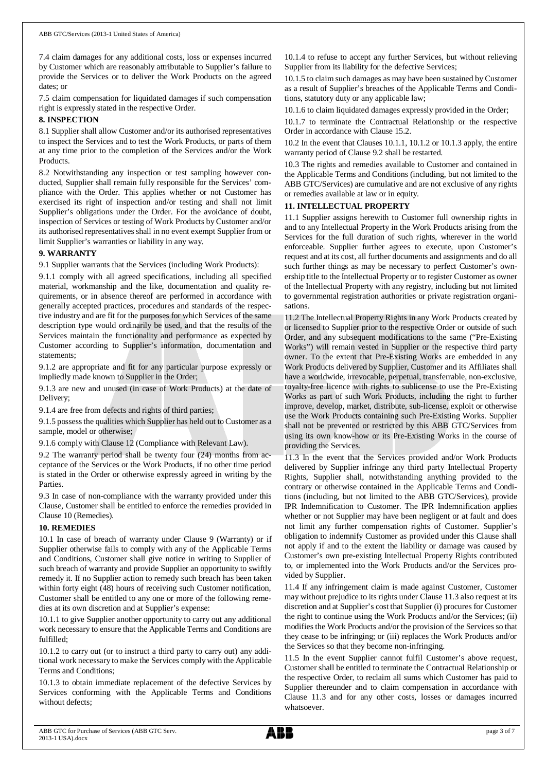7.4 claim damages for any additional costs, loss or expenses incurred by Customer which are reasonably attributable to Supplier's failure to provide the Services or to deliver the Work Products on the agreed dates; or

7.5 claim compensation for liquidated damages if such compensation right is expressly stated in the respective Order.

## 8. INSPECTION

8.1 Supplier shall allow Customer and/or its authorised representatives to inspect the Services and to test the Work Products, or parts of them at any time prior to the completion of the Services and/or the Work Products.

8.2 Notwithstanding any inspection or test sampling however conducted, Supplier shall remain fully responsible for the Services' compliance with the Order. This applies whether or not Customer has exercised its right of inspection and/or testing and shall not limit Supplier's obligations under the Order. For the avoidance of doubt, inspection of Services or testing of Work Products by Customer and/or its authorised representatives shall in no event exempt Supplier from or limit Supplier's warranties or liability in any way.

## 9. WARRANTY

9.1 Supplier warrants that the Services (including Work Products):

9.1.1 comply with all agreed specifications, including all specified material, workmanship and the like, documentation and quality requirements, or in absence thereof are performed in accordance with generally accepted practices, procedures and standards of the respective industry and are fit for the purposes for which Services of the same description type would ordinarily be used, and that the results of the Services maintain the functionality and performance as expected by Customer according to Supplier's information, documentation and statements;

9.1.2 are appropriate and fit for any particular purpose expressly or impliedly made known to Supplier in the Order;

9.1.3 are new and unused (in case of Work Products) at the date of Delivery;

9.1.4 are free from defects and rights of third parties;

9.1.5 possess the qualities which Supplier has held out to Customer as a sample, model or otherwise;

9.1.6 comply with Clause 12 (Compliance with Relevant Law).

9.2 The warranty period shall be twenty four (24) months from acceptance of the Services or the Work Products, if no other time period is stated in the Order or otherwise expressly agreed in writing by the Parties.

9.3 In case of non-compliance with the warranty provided under this Clause, Customer shall be entitled to enforce the remedies provided in Clause 10 (Remedies).

## 10. REMEDIES

10.1 In case of breach of warranty under Clause 9 (Warranty) or if Supplier otherwise fails to comply with any of the Applicable Terms and Conditions, Customer shall give notice in writing to Supplier of such breach of warranty and provide Supplier an opportunity to swiftly remedy it. If no Supplier action to remedy such breach has been taken within forty eight (48) hours of receiving such Customer notification, Customer shall be entitled to any one or more of the following remedies at its own discretion and at Supplier's expense:

10.1.1 to give Supplier another opportunity to carry out any additional work necessary to ensure that the Applicable Terms and Conditions are fulfilled;

10.1.2 to carry out (or to instruct a third party to carry out) any additional work necessary to make the Services comply with the Applicable Terms and Conditions;

10.1.3 to obtain immediate replacement of the defective Services by Services conforming with the Applicable Terms and Conditions without defects;

10.1.4 to refuse to accept any further Services, but without relieving Supplier from its liability for the defective Services;

10.1.5 to claim such damages as may have been sustained by Customer as a result of Supplier's breaches of the Applicable Terms and Conditions, statutory duty or any applicable law;

10.1.6 to claim liquidated damages expressly provided in the Order;

10.1.7 to terminate the Contractual Relationship or the respective Order in accordance with Clause 15.2.

10.2 In the event that Clauses 10.1.1, 10.1.2 or 10.1.3 apply, the entire warranty period of Clause 9.2 shall be restarted.

10.3 The rights and remedies available to Customer and contained in the Applicable Terms and Conditions (including, but not limited to the ABB GTC/Services) are cumulative and are not exclusive of any rights or remedies available at law or in equity.

## 11. INTELLECTUAL PROPERTY

11.1 Supplier assigns herewith to Customer full ownership rights in and to any Intellectual Property in the Work Products arising from the Services for the full duration of such rights, wherever in the world enforceable. Supplier further agrees to execute, upon Customer's request and at its cost, all further documents and assignments and do all such further things as may be necessary to perfect Customer's ownership title to the Intellectual Property or to register Customer as owner of the Intellectual Property with any registry, including but not limited to governmental registration authorities or private registration organisations.

11.2 The Intellectual Property Rights in any Work Products created by or licensed to Supplier prior to the respective Order or outside of such Order, and any subsequent modifications to the same ("Pre-Existing Works") will remain vested in Supplier or the respective third party owner. To the extent that Pre-Existing Works are embedded in any Work Products delivered by Supplier, Customer and its Affiliates shall have a worldwide, irrevocable, perpetual, transferrable, non-exclusive, royalty-free licence with rights to sublicense to use the Pre-Existing Works as part of such Work Products, including the right to further improve, develop, market, distribute, sub-license, exploit or otherwise use the Work Products containing such Pre-Existing Works. Supplier shall not be prevented or restricted by this ABB GTC/Services from using its own know-how or its Pre-Existing Works in the course of providing the Services.

11.3 In the event that the Services provided and/or Work Products delivered by Supplier infringe any third party Intellectual Property Rights, Supplier shall, notwithstanding anything provided to the contrary or otherwise contained in the Applicable Terms and Conditions (including, but not limited to the ABB GTC/Services), provide IPR Indemnification to Customer. The IPR Indemnification applies whether or not Supplier may have been negligent or at fault and does not limit any further compensation rights of Customer. Supplier's obligation to indemnify Customer as provided under this Clause shall not apply if and to the extent the liability or damage was caused by Customer's own pre-existing Intellectual Property Rights contributed to, or implemented into the Work Products and/or the Services provided by Supplier.

11.4 If any infringement claim is made against Customer, Customer may without prejudice to its rights under Clause 11.3 also request at its discretion and at Supplier's cost that Supplier (i) procures for Customer the right to continue using the Work Products and/or the Services; (ii) modifies the Work Products and/or the provision of the Services so that they cease to be infringing; or (iii) replaces the Work Products and/or the Services so that they become non-infringing.

11.5 In the event Supplier cannot fulfil Customer's above request, Customer shall be entitled to terminate the Contractual Relationship or the respective Order, to reclaim all sums which Customer has paid to Supplier thereunder and to claim compensation in accordance with Clause 11.3 and for any other costs, losses or damages incurred whatsoever.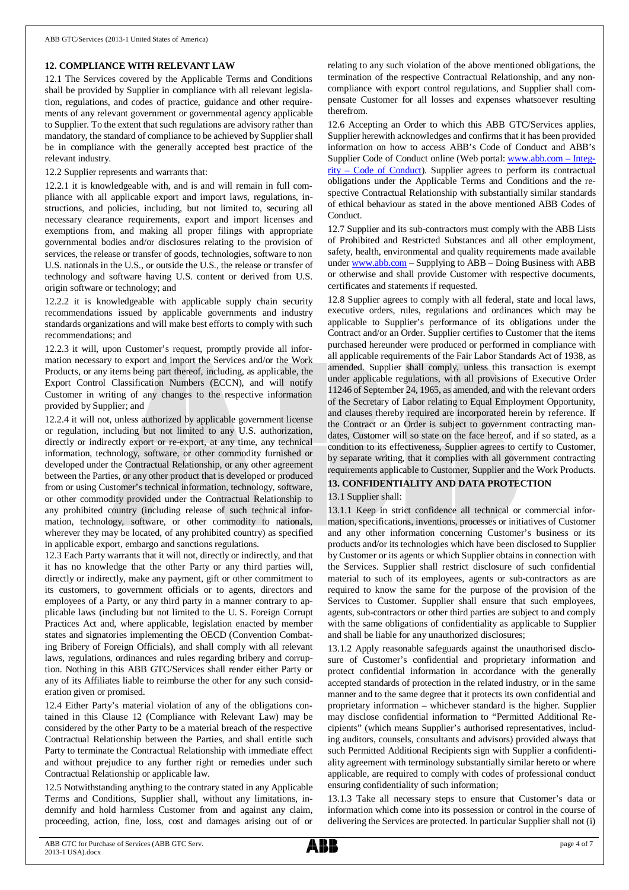## 12. COMPLIANCE WITH RELEVANT LAW

12.1 The Services covered by the Applicable Terms and Conditions shall be provided by Supplier in compliance with all relevant legislation, regulations, and codes of practice, guidance and other requirements of any relevant government or governmental agency applicable to Supplier. To the extent that such regulations are advisory rather than mandatory, the standard of compliance to be achieved by Supplier shall be in compliance with the generally accepted best practice of the relevant industry.

12.2 Supplier represents and warrants that:

12.2.1 it is knowledgeable with, and is and will remain in full compliance with all applicable export and import laws, regulations, instructions, and policies, including, but not limited to, securing all necessary clearance requirements, export and import licenses and exemptions from, and making all proper filings with appropriate governmental bodies and/or disclosures relating to the provision of services, the release or transfer of goods, technologies, software to non U.S. nationals in the U.S., or outside the U.S., the release or transfer of technology and software having U.S. content or derived from U.S. origin software or technology; and

12.2.2 it is knowledgeable with applicable supply chain security recommendations issued by applicable governments and industry standards organizations and will make best efforts to comply with such recommendations; and

12.2.3 it will, upon Customer's request, promptly provide all information necessary to export and import the Services and/or the Work Products, or any items being part thereof, including, as applicable, the Export Control Classification Numbers (ECCN), and will notify Customer in writing of any changes to the respective information provided by Supplier; and

12.2.4 it will not, unless authorized by applicable government license or regulation, including but not limited to any U.S. authorization, directly or indirectly export or re-export, at any time, any technical information, technology, software, or other commodity furnished or developed under the Contractual Relationship, or any other agreement between the Parties, or any other product that is developed or produced from or using Customer's technical information, technology, software, or other commodity provided under the Contractual Relationship to any prohibited country (including release of such technical information, technology, software, or other commodity to nationals, wherever they may be located, of any prohibited country) as specified in applicable export, embargo and sanctions regulations.

12.3 Each Party warrants that it will not, directly or indirectly, and that it has no knowledge that the other Party or any third parties will, directly or indirectly, make any payment, gift or other commitment to its customers, to government officials or to agents, directors and employees of a Party, or any third party in a manner contrary to applicable laws (including but not limited to the U. S. Foreign Corrupt Practices Act and, where applicable, legislation enacted by member states and signatories implementing the OECD (Convention Combating Bribery of Foreign Officials), and shall comply with all relevant laws, regulations, ordinances and rules regarding bribery and corruption. Nothing in this ABB GTC/Services shall render either Party or any of its Affiliates liable to reimburse the other for any such consideration given or promised.

12.4 Either Party's material violation of any of the obligations contained in this Clause 12 (Compliance with Relevant Law) may be considered by the other Party to be a material breach of the respective Contractual Relationship between the Parties, and shall entitle such Party to terminate the Contractual Relationship with immediate effect and without prejudice to any further right or remedies under such Contractual Relationship or applicable law.

12.5 Notwithstanding anything to the contrary stated in any Applicable Terms and Conditions, Supplier shall, without any limitations, indemnify and hold harmless Customer from and against any claim, proceeding, action, fine, loss, cost and damages arising out of or relating to any such violation of the above mentioned obligations, the termination of the respective Contractual Relationship, and any noncompliance with export control regulations, and Supplier shall compensate Customer for all losses and expenses whatsoever resulting therefrom.

12.6 Accepting an Order to which this ABB GTC/Services applies, Supplier herewith acknowledges and confirms that it has been provided information on how to access ABB's Code of Conduct and ABB's Supplier Code of Conduct online (Web portal: www.abb.com – Integrity – Code of Conduct). Supplier agrees to perform its contractual obligations under the Applicable Terms and Conditions and the respective Contractual Relationship with substantially similar standards of ethical behaviour as stated in the above mentioned ABB Codes of Conduct.

12.7 Supplier and its sub-contractors must comply with the ABB Lists of Prohibited and Restricted Substances and all other employment, safety, health, environmental and quality requirements made available under www.abb.com – Supplying to ABB – Doing Business with ABB or otherwise and shall provide Customer with respective documents, certificates and statements if requested.

12.8 Supplier agrees to comply with all federal, state and local laws, executive orders, rules, regulations and ordinances which may be applicable to Supplier's performance of its obligations under the Contract and/or an Order. Supplier certifies to Customer that the items purchased hereunder were produced or performed in compliance with all applicable requirements of the Fair Labor Standards Act of 1938, as amended. Supplier shall comply, unless this transaction is exempt under applicable regulations, with all provisions of Executive Order 11246 of September 24, 1965, as amended, and with the relevant orders of the Secretary of Labor relating to Equal Employment Opportunity, and clauses thereby required are incorporated herein by reference. If the Contract or an Order is subject to government contracting mandates, Customer will so state on the face hereof, and if so stated, as a condition to its effectiveness, Supplier agrees to certify to Customer, by separate writing, that it complies with all government contracting requirements applicable to Customer, Supplier and the Work Products.

## 13. CONFIDENTIALITY AND DATA PROTECTION

13.1 Supplier shall:

13.1.1 Keep in strict confidence all technical or commercial information, specifications, inventions, processes or initiatives of Customer and any other information concerning Customer's business or its products and/or its technologies which have been disclosed to Supplier by Customer or its agents or which Supplier obtains in connection with the Services. Supplier shall restrict disclosure of such confidential material to such of its employees, agents or sub-contractors as are required to know the same for the purpose of the provision of the Services to Customer. Supplier shall ensure that such employees, agents, sub-contractors or other third parties are subject to and comply with the same obligations of confidentiality as applicable to Supplier and shall be liable for any unauthorized disclosures;

13.1.2 Apply reasonable safeguards against the unauthorised disclosure of Customer's confidential and proprietary information and protect confidential information in accordance with the generally accepted standards of protection in the related industry, or in the same manner and to the same degree that it protects its own confidential and proprietary information – whichever standard is the higher. Supplier may disclose confidential information to "Permitted Additional Recipients" (which means Supplier's authorised representatives, including auditors, counsels, consultants and advisors) provided always that such Permitted Additional Recipients sign with Supplier a confidentiality agreement with terminology substantially similar hereto or where applicable, are required to comply with codes of professional conduct ensuring confidentiality of such information;

13.1.3 Take all necessary steps to ensure that Customer's data or information which come into its possession or control in the course of delivering the Services are protected. In particular Supplier shall not (i)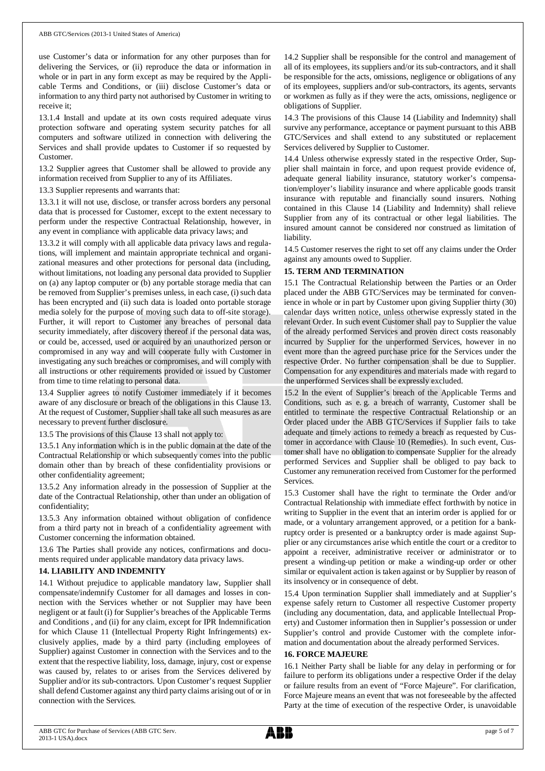use Customer's data or information for any other purposes than for delivering the Services, or (ii) reproduce the data or information in whole or in part in any form except as may be required by the Applicable Terms and Conditions, or (iii) disclose Customer's data or information to any third party not authorised by Customer in writing to receive it;

13.1.4 Install and update at its own costs required adequate virus protection software and operating system security patches for all computers and software utilized in connection with delivering the Services and shall provide updates to Customer if so requested by Customer.

13.2 Supplier agrees that Customer shall be allowed to provide any information received from Supplier to any of its Affiliates.

13.3 Supplier represents and warrants that:

13.3.1 it will not use, disclose, or transfer across borders any personal data that is processed for Customer, except to the extent necessary to perform under the respective Contractual Relationship, however, in any event in compliance with applicable data privacy laws; and

13.3.2 it will comply with all applicable data privacy laws and regulations, will implement and maintain appropriate technical and organizational measures and other protections for personal data (including, without limitations, not loading any personal data provided to Supplier on (a) any laptop computer or (b) any portable storage media that can be removed from Supplier's premises unless, in each case, (i) such data has been encrypted and (ii) such data is loaded onto portable storage media solely for the purpose of moving such data to off-site storage). Further, it will report to Customer any breaches of personal data security immediately, after discovery thereof if the personal data was, or could be, accessed, used or acquired by an unauthorized person or compromised in any way and will cooperate fully with Customer in investigating any such breaches or compromises, and will comply with all instructions or other requirements provided or issued by Customer from time to time relating to personal data.

13.4 Supplier agrees to notify Customer immediately if it becomes aware of any disclosure or breach of the obligations in this Clause 13. At the request of Customer, Supplier shall take all such measures as are necessary to prevent further disclosure.

13.5 The provisions of this Clause 13 shall not apply to:

13.5.1 Any information which is in the public domain at the date of the Contractual Relationship or which subsequently comes into the public domain other than by breach of these confidentiality provisions or other confidentiality agreement;

13.5.2 Any information already in the possession of Supplier at the date of the Contractual Relationship, other than under an obligation of confidentiality;

13.5.3 Any information obtained without obligation of confidence from a third party not in breach of a confidentiality agreement with Customer concerning the information obtained.

13.6 The Parties shall provide any notices, confirmations and documents required under applicable mandatory data privacy laws.

## 14. LIABILITY AND INDEMNITY

14.1 Without prejudice to applicable mandatory law, Supplier shall compensate/indemnify Customer for all damages and losses in connection with the Services whether or not Supplier may have been negligent or at fault (i) for Supplier's breaches of the Applicable Terms and Conditions , and (ii) for any claim, except for IPR Indemnification for which Clause 11 (Intellectual Property Right Infringements) exclusively applies, made by a third party (including employees of Supplier) against Customer in connection with the Services and to the extent that the respective liability, loss, damage, injury, cost or expense was caused by, relates to or arises from the Services delivered by Supplier and/or its sub-contractors. Upon Customer's request Supplier shall defend Customer against any third party claims arising out of or in connection with the Services.

14.2 Supplier shall be responsible for the control and management of all of its employees, its suppliers and/or its sub-contractors, and it shall be responsible for the acts, omissions, negligence or obligations of any of its employees, suppliers and/or sub-contractors, its agents, servants or workmen as fully as if they were the acts, omissions, negligence or obligations of Supplier.

14.3 The provisions of this Clause 14 (Liability and Indemnity) shall survive any performance, acceptance or payment pursuant to this ABB GTC/Services and shall extend to any substituted or replacement Services delivered by Supplier to Customer.

14.4 Unless otherwise expressly stated in the respective Order, Supplier shall maintain in force, and upon request provide evidence of, adequate general liability insurance, statutory worker's compensation/employer's liability insurance and where applicable goods transit insurance with reputable and financially sound insurers. Nothing contained in this Clause 14 (Liability and Indemnity) shall relieve Supplier from any of its contractual or other legal liabilities. The insured amount cannot be considered nor construed as limitation of liability.

14.5 Customer reserves the right to set off any claims under the Order against any amounts owed to Supplier.

## 15. TERM AND TERMINATION

15.1 The Contractual Relationship between the Parties or an Order placed under the ABB GTC/Services may be terminated for convenience in whole or in part by Customer upon giving Supplier thirty (30) calendar days written notice, unless otherwise expressly stated in the relevant Order. In such event Customer shall pay to Supplier the value of the already performed Services and proven direct costs reasonably incurred by Supplier for the unperformed Services, however in no event more than the agreed purchase price for the Services under the respective Order. No further compensation shall be due to Supplier. Compensation for any expenditures and materials made with regard to the unperformed Services shall be expressly excluded.

15.2 In the event of Supplier's breach of the Applicable Terms and Conditions, such as e. g. a breach of warranty, Customer shall be entitled to terminate the respective Contractual Relationship or an Order placed under the ABB GTC/Services if Supplier fails to take adequate and timely actions to remedy a breach as requested by Customer in accordance with Clause 10 (Remedies). In such event, Customer shall have no obligation to compensate Supplier for the already performed Services and Supplier shall be obliged to pay back to Customer any remuneration received from Customer for the performed Services.

15.3 Customer shall have the right to terminate the Order and/or Contractual Relationship with immediate effect forthwith by notice in writing to Supplier in the event that an interim order is applied for or made, or a voluntary arrangement approved, or a petition for a bankruptcy order is presented or a bankruptcy order is made against Supplier or any circumstances arise which entitle the court or a creditor to appoint a receiver, administrative receiver or administrator or to present a winding-up petition or make a winding-up order or other similar or equivalent action is taken against or by Supplier by reason of its insolvency or in consequence of debt.

15.4 Upon termination Supplier shall immediately and at Supplier's expense safely return to Customer all respective Customer property (including any documentation, data, and applicable Intellectual Property) and Customer information then in Supplier's possession or under Supplier's control and provide Customer with the complete information and documentation about the already performed Services.

## 16. FORCE MAJEURE

16.1 Neither Party shall be liable for any delay in performing or for failure to perform its obligations under a respective Order if the delay or failure results from an event of "Force Majeure". For clarification, Force Majeure means an event that was not foreseeable by the affected Party at the time of execution of the respective Order, is unavoidable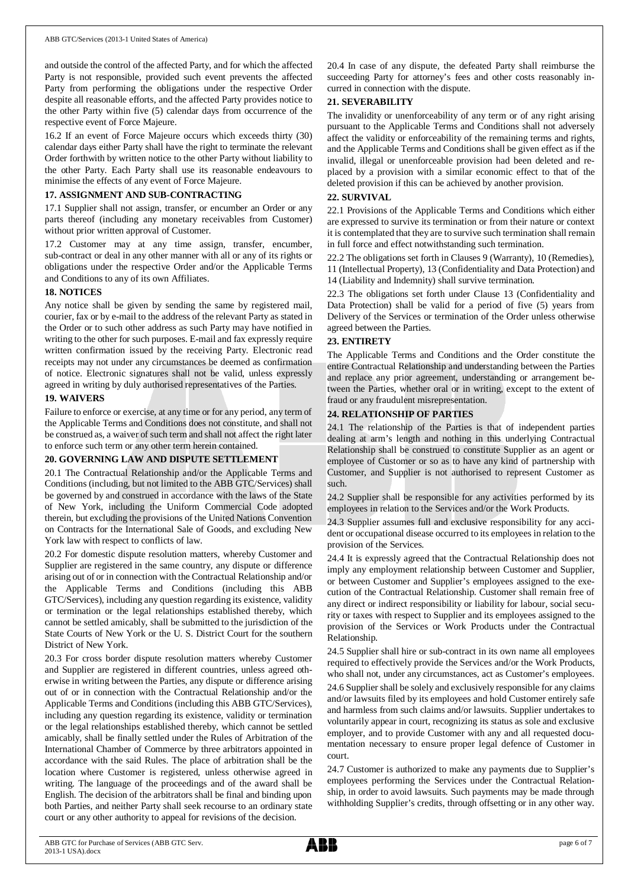and outside the control of the affected Party, and for which the affected Party is not responsible, provided such event prevents the affected Party from performing the obligations under the respective Order despite all reasonable efforts, and the affected Party provides notice to the other Party within five (5) calendar days from occurrence of the respective event of Force Majeure.

16.2 If an event of Force Majeure occurs which exceeds thirty (30) calendar days either Party shall have the right to terminate the relevant Order forthwith by written notice to the other Party without liability to the other Party. Each Party shall use its reasonable endeavours to minimise the effects of any event of Force Majeure.

## 17. ASSIGNMENT AND SUB-CONTRACTING

17.1 Supplier shall not assign, transfer, or encumber an Order or any parts thereof (including any monetary receivables from Customer) without prior written approval of Customer.

17.2 Customer may at any time assign, transfer, encumber, sub-contract or deal in any other manner with all or any of its rights or obligations under the respective Order and/or the Applicable Terms and Conditions to any of its own Affiliates.

## 18. NOTICES

Any notice shall be given by sending the same by registered mail, courier, fax or by e-mail to the address of the relevant Party as stated in the Order or to such other address as such Party may have notified in writing to the other for such purposes. E-mail and fax expressly require written confirmation issued by the receiving Party. Electronic read receipts may not under any circumstances be deemed as confirmation of notice. Electronic signatures shall not be valid, unless expressly agreed in writing by duly authorised representatives of the Parties.

## 19. WAIVERS

Failure to enforce or exercise, at any time or for any period, any term of the Applicable Terms and Conditions does not constitute, and shall not be construed as, a waiver of such term and shall not affect the right later to enforce such term or any other term herein contained.

## 20. GOVERNING LAW AND DISPUTE SETTLEMENT

20.1 The Contractual Relationship and/or the Applicable Terms and Conditions (including, but not limited to the ABB GTC/Services) shall be governed by and construed in accordance with the laws of the State of New York, including the Uniform Commercial Code adopted therein, but excluding the provisions of the United Nations Convention on Contracts for the International Sale of Goods, and excluding New York law with respect to conflicts of law.

20.2 For domestic dispute resolution matters, whereby Customer and Supplier are registered in the same country, any dispute or difference arising out of or in connection with the Contractual Relationship and/or the Applicable Terms and Conditions (including this ABB GTC/Services), including any question regarding its existence, validity or termination or the legal relationships established thereby, which cannot be settled amicably, shall be submitted to the jurisdiction of the State Courts of New York or the U. S. District Court for the southern District of New York.

20.3 For cross border dispute resolution matters whereby Customer and Supplier are registered in different countries, unless agreed otherwise in writing between the Parties, any dispute or difference arising out of or in connection with the Contractual Relationship and/or the Applicable Terms and Conditions (including this ABB GTC/Services), including any question regarding its existence, validity or termination or the legal relationships established thereby, which cannot be settled amicably, shall be finally settled under the Rules of Arbitration of the International Chamber of Commerce by three arbitrators appointed in accordance with the said Rules. The place of arbitration shall be the location where Customer is registered, unless otherwise agreed in writing. The language of the proceedings and of the award shall be English. The decision of the arbitrators shall be final and binding upon both Parties, and neither Party shall seek recourse to an ordinary state court or any other authority to appeal for revisions of the decision.

20.4 In case of any dispute, the defeated Party shall reimburse the succeeding Party for attorney's fees and other costs reasonably incurred in connection with the dispute.

## 21. SEVERABILITY

The invalidity or unenforceability of any term or of any right arising pursuant to the Applicable Terms and Conditions shall not adversely affect the validity or enforceability of the remaining terms and rights, and the Applicable Terms and Conditions shall be given effect as if the invalid, illegal or unenforceable provision had been deleted and replaced by a provision with a similar economic effect to that of the deleted provision if this can be achieved by another provision.

## 22. SURVIVAL

22.1 Provisions of the Applicable Terms and Conditions which either are expressed to survive its termination or from their nature or context it is contemplated that they are to survive such termination shall remain in full force and effect notwithstanding such termination.

22.2 The obligations set forth in Clauses 9 (Warranty), 10 (Remedies), 11 (Intellectual Property), 13 (Confidentiality and Data Protection) and 14 (Liability and Indemnity) shall survive termination.

22.3 The obligations set forth under Clause 13 (Confidentiality and Data Protection) shall be valid for a period of five (5) years from Delivery of the Services or termination of the Order unless otherwise agreed between the Parties.

## 23. ENTIRETY

The Applicable Terms and Conditions and the Order constitute the entire Contractual Relationship and understanding between the Parties and replace any prior agreement, understanding or arrangement between the Parties, whether oral or in writing, except to the extent of fraud or any fraudulent misrepresentation.

## 24. RELATIONSHIP OF PARTIES

24.1 The relationship of the Parties is that of independent parties dealing at arm's length and nothing in this underlying Contractual Relationship shall be construed to constitute Supplier as an agent or employee of Customer or so as to have any kind of partnership with Customer, and Supplier is not authorised to represent Customer as such.

24.2 Supplier shall be responsible for any activities performed by its employees in relation to the Services and/or the Work Products.

24.3 Supplier assumes full and exclusive responsibility for any accident or occupational disease occurred to its employees in relation to the provision of the Services.

24.4 It is expressly agreed that the Contractual Relationship does not imply any employment relationship between Customer and Supplier, or between Customer and Supplier's employees assigned to the execution of the Contractual Relationship. Customer shall remain free of any direct or indirect responsibility or liability for labour, social security or taxes with respect to Supplier and its employees assigned to the provision of the Services or Work Products under the Contractual Relationship.

24.5 Supplier shall hire or sub-contract in its own name all employees required to effectively provide the Services and/or the Work Products, who shall not, under any circumstances, act as Customer's employees.

24.6 Supplier shall be solely and exclusively responsible for any claims and/or lawsuits filed by its employees and hold Customer entirely safe and harmless from such claims and/or lawsuits. Supplier undertakes to voluntarily appear in court, recognizing its status as sole and exclusive employer, and to provide Customer with any and all requested documentation necessary to ensure proper legal defence of Customer in court.

24.7 Customer is authorized to make any payments due to Supplier's employees performing the Services under the Contractual Relationship, in order to avoid lawsuits. Such payments may be made through withholding Supplier's credits, through offsetting or in any other way.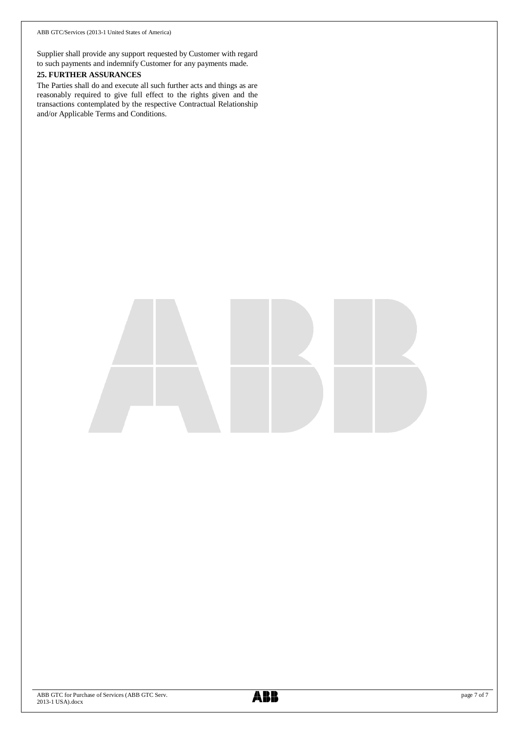Supplier shall provide any support requested by Customer with regard to such payments and indemnify Customer for any payments made.

## 25. FURTHER ASSURANCES

The Parties shall do and execute all such further acts and things as are reasonably required to give full effect to the rights given and the transactions contemplated by the respective Contractual Relationship and/or Applicable Terms and Conditions.